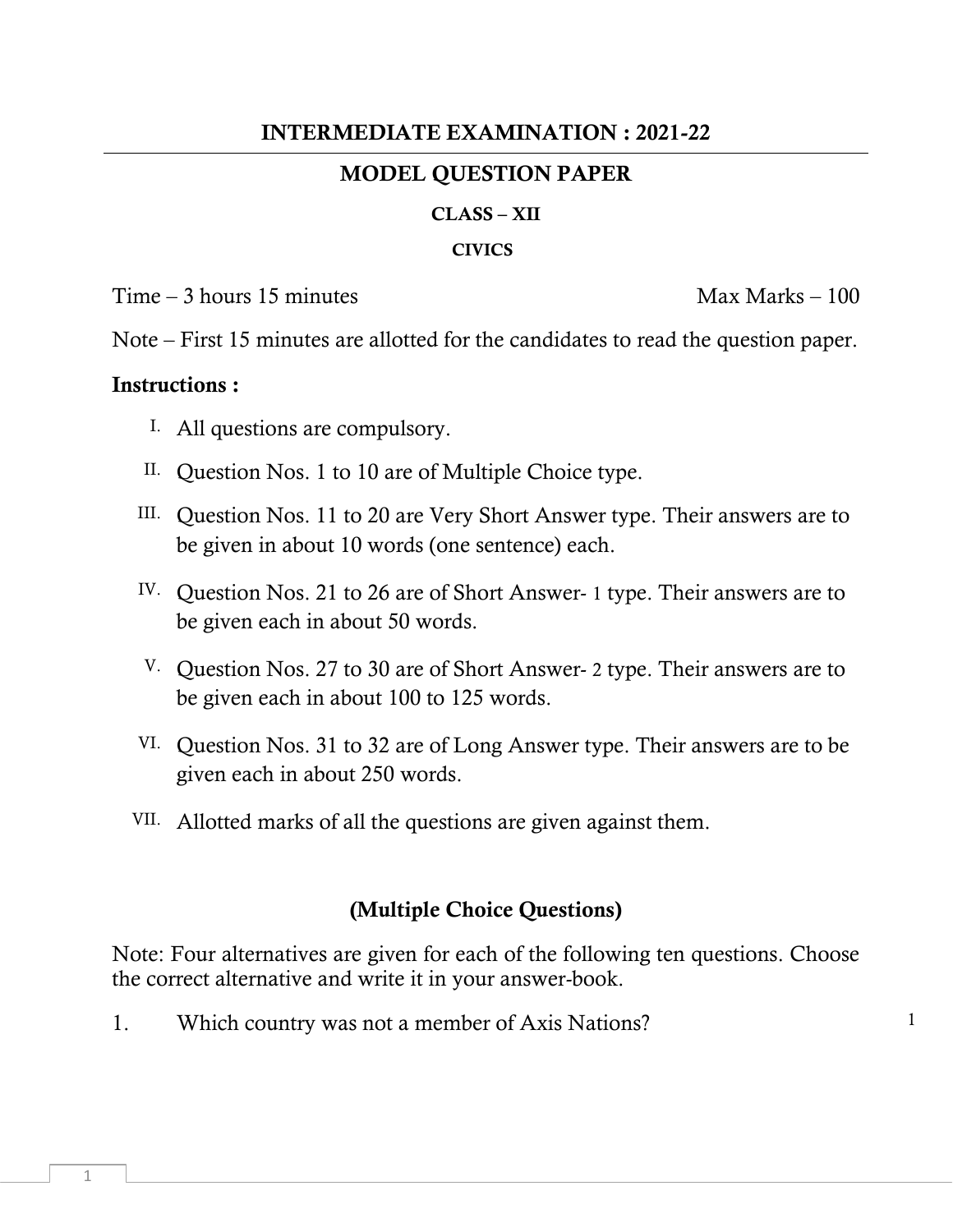# INTERMEDIATE EXAMINATION : 2021-22

## MODEL QUESTION PAPER

### CLASS – XII

### CIVICS

Time – 3 hours 15 minutes                                                    Max Marks – 100

Note – First 15 minutes are allotted for the candidates to read the question paper.

**Instructions :**

I. All questions are compulsory.

II. Question Nos. 1 to 10 are of Multiple Choice type.

III. Question Nos. 11 to 20 are Very Short Answer type. Their answers are to be given in about 10 words (one sentence) each.

IV. Question Nos. 21 to 26 are of Short Answer- 1 type. Their answers are to be given each in about 50 words.

V. Question Nos. 27 to 30 are of Short Answer- 2 type. Their answers are to be given each in about 100 to 125 words.

VI. Question Nos. 31 to 32 are of Long Answer type. Their answers are to be given each in about 250 words.

VII. Allotted marks of all the questions are given against them.

## (Multiple Choice Questions)

Note: Four alternatives are given for each of the following ten questions. Choose the correct alternative and write it in your answer-book.

1. Which country was not a member of Axis Nations? 1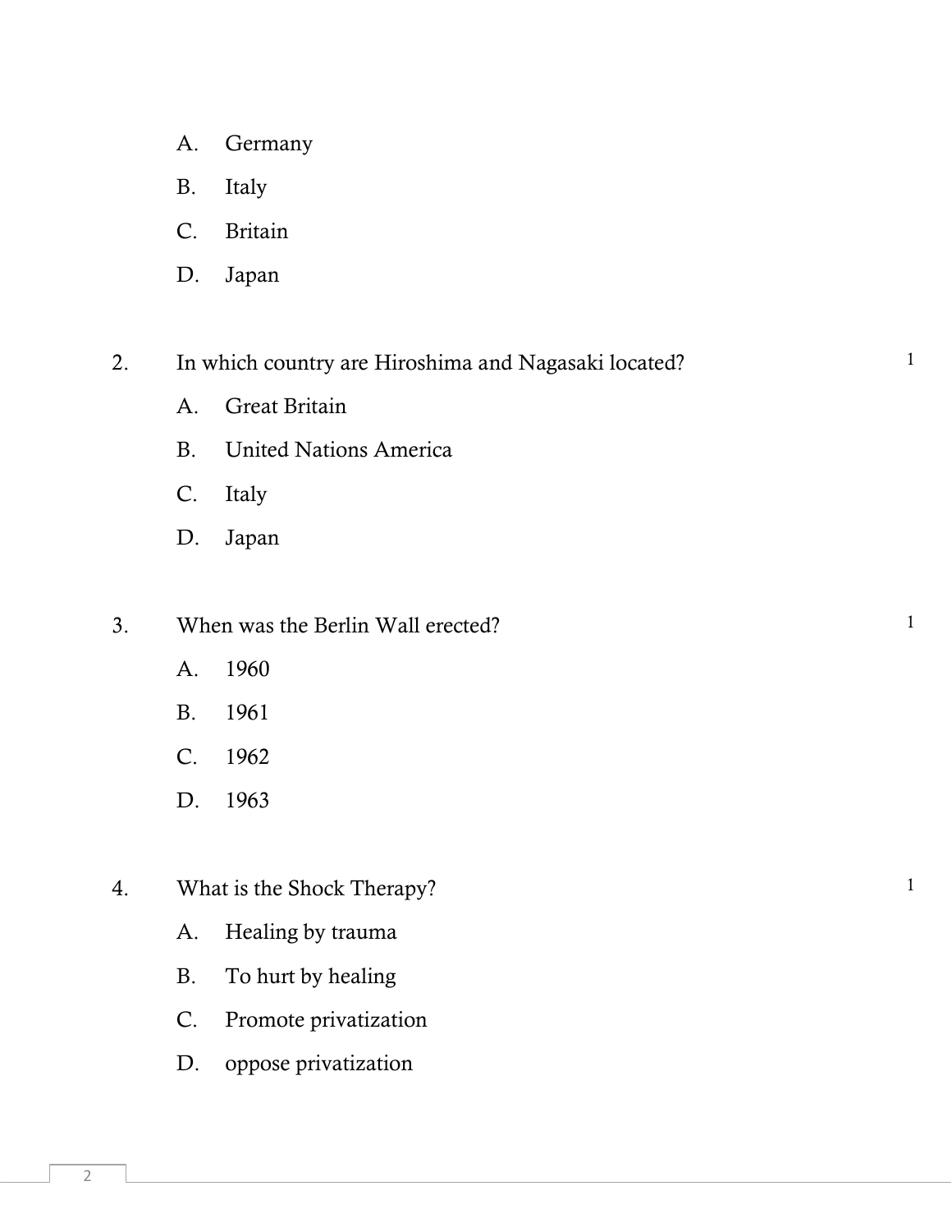A. Germany

B. Italy

C. Britain

D. Japan

2. In which country are Hiroshima and Nagasaki located? 1

A. Great Britain

B. United Nations America

C. Italy

D. Japan

3. When was the Berlin Wall erected? 1

A. 1960

B. 1961

C. 1962

D. 1963

4. What is the Shock Therapy? 1

A. Healing by trauma

B. To hurt by healing

C. Promote privatization

D. oppose privatization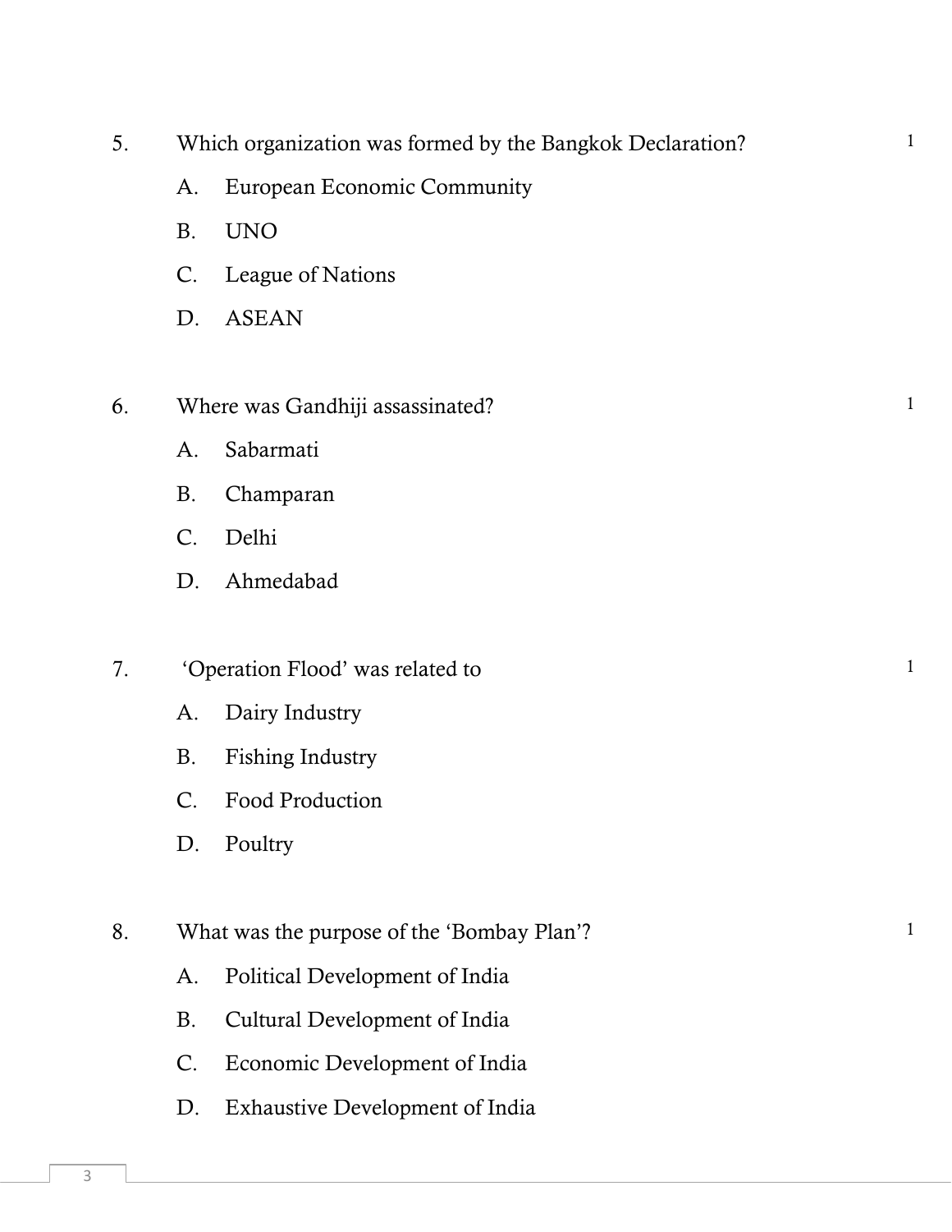5. Which organization was formed by the Bangkok Declaration? 1

   A. European Economic Community

   B. UNO

   C. League of Nations

   D. ASEAN

6. Where was Gandhiji assassinated? 1

   A. Sabarmati

   B. Champaran

   C. Delhi

   D. Ahmedabad

7. 'Operation Flood' was related to 1

   A. Dairy Industry

   B. Fishing Industry

   C. Food Production

   D. Poultry

8. What was the purpose of the 'Bombay Plan'? 1

   A. Political Development of India

   B. Cultural Development of India

   C. Economic Development of India

   D. Exhaustive Development of India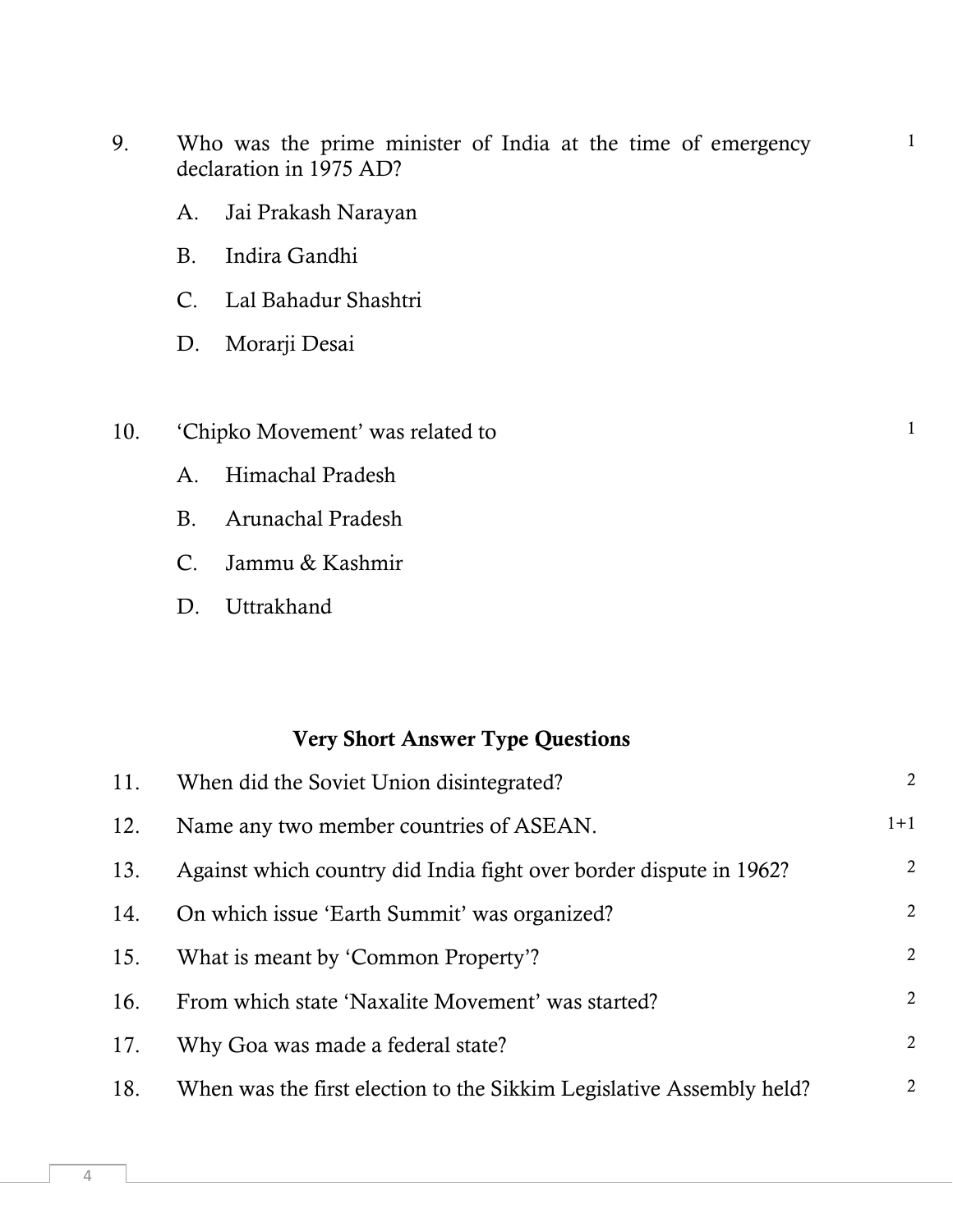9. Who was the prime minister of India at the time of emergency declaration in 1975 AD? 1

   A. Jai Prakash Narayan

   B. Indira Gandhi

   C. Lal Bahadur Shashtri

   D. Morarji Desai

10. 'Chipko Movement' was related to 1

    A. Himachal Pradesh

    B. Arunachal Pradesh

    C. Jammu & Kashmir

    D. Uttrakhand

## Very Short Answer Type Questions

11. When did the Soviet Union disintegrated? 2

12. Name any two member countries of ASEAN. 1+1

13. Against which country did India fight over border dispute in 1962? 2

14. On which issue 'Earth Summit' was organized? 2

15. What is meant by 'Common Property'? 2

16. From which state 'Naxalite Movement' was started? 2

17. Why Goa was made a federal state? 2

18. When was the first election to the Sikkim Legislative Assembly held? 2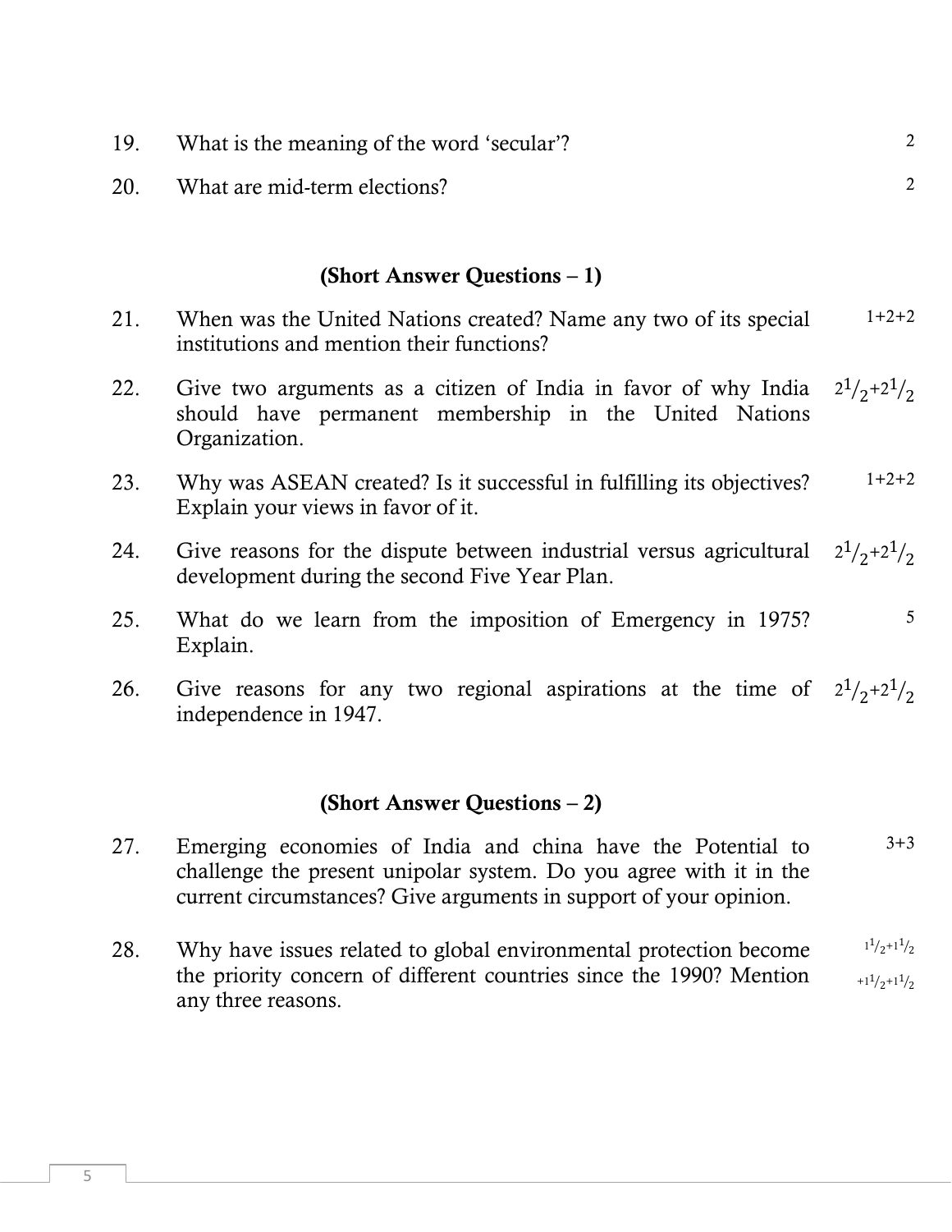19. What is the meaning of the word 'secular'? 2

20. What are mid-term elections? 2

## (Short Answer Questions – 1)

21. When was the United Nations created? Name any two of its special institutions and mention their functions? 1+2+2

22. Give two arguments as a citizen of India in favor of why India should have permanent membership in the United Nations Organization. $2^1/_2+2^1/_2$

23. Why was ASEAN created? Is it successful in fulfilling its objectives? Explain your views in favor of it. 1+2+2

24. Give reasons for the dispute between industrial versus agricultural development during the second Five Year Plan. $2^1/_2+2^1/_2$

25. What do we learn from the imposition of Emergency in 1975? Explain. 5

26. Give reasons for any two regional aspirations at the time of independence in 1947. $2^1/_2+2^1/_2$

## (Short Answer Questions – 2)

27. Emerging economies of India and china have the Potential to challenge the present unipolar system. Do you agree with it in the current circumstances? Give arguments in support of your opinion. 3+3

28. Why have issues related to global environmental protection become the priority concern of different countries since the 1990? Mention any three reasons. $1^1/_2+1^1/_2+1^1/_2+1^1/_2$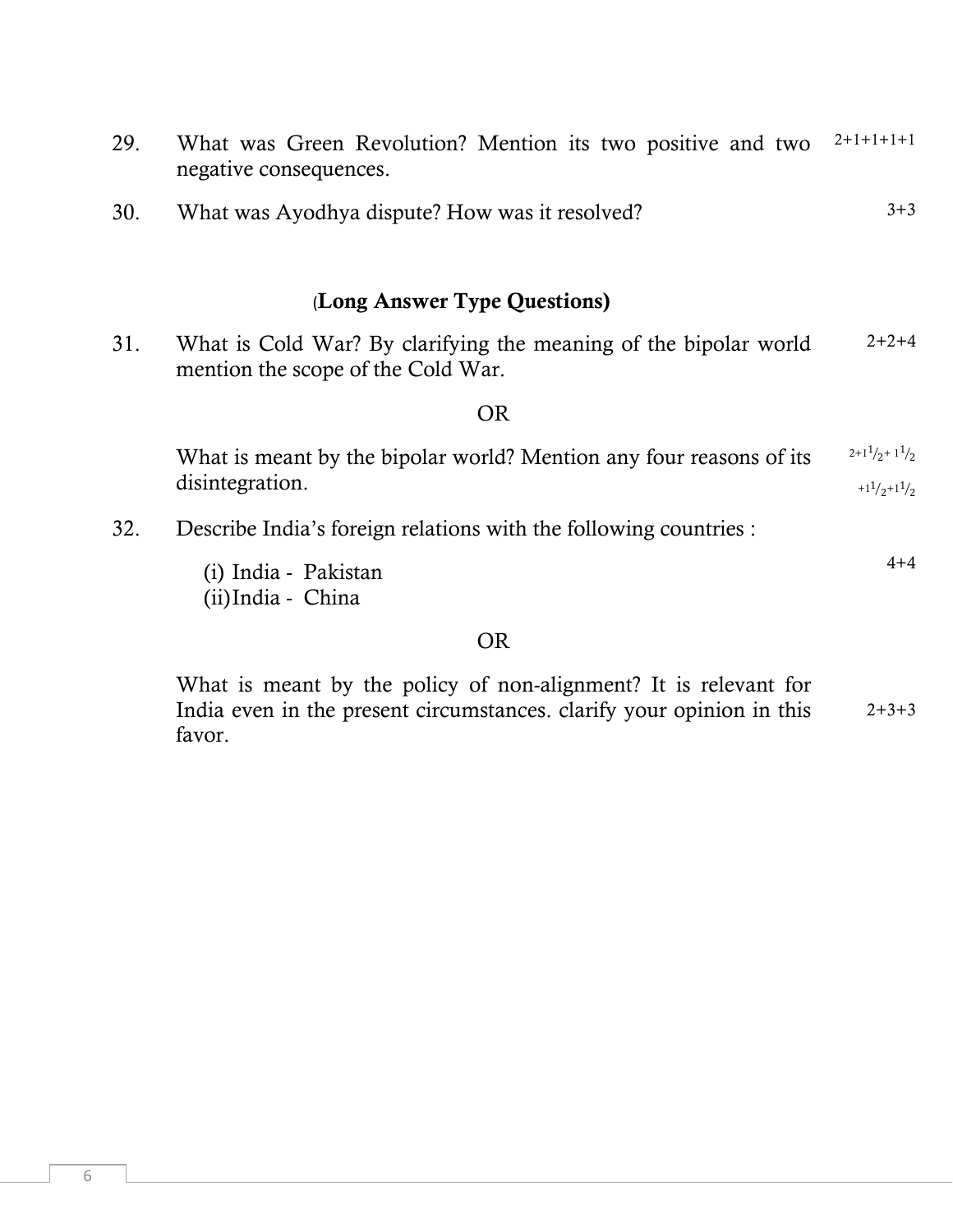29. What was Green Revolution? Mention its two positive and two negative consequences. 2+1+1+1+1

30. What was Ayodhya dispute? How was it resolved? 3+3

## (Long Answer Type Questions)

31. What is Cold War? By clarifying the meaning of the bipolar world mention the scope of the Cold War. 2+2+4

OR

What is meant by the bipolar world? Mention any four reasons of its disintegration. $2+1\frac{1}{2}+1\frac{1}{2}+1\frac{1}{2}+1\frac{1}{2}$

32. Describe India's foreign relations with the following countries : 4+4

(i) India - Pakistan
(ii) India - China

OR

What is meant by the policy of non-alignment? It is relevant for India even in the present circumstances. clarify your opinion in this favor. 2+3+3